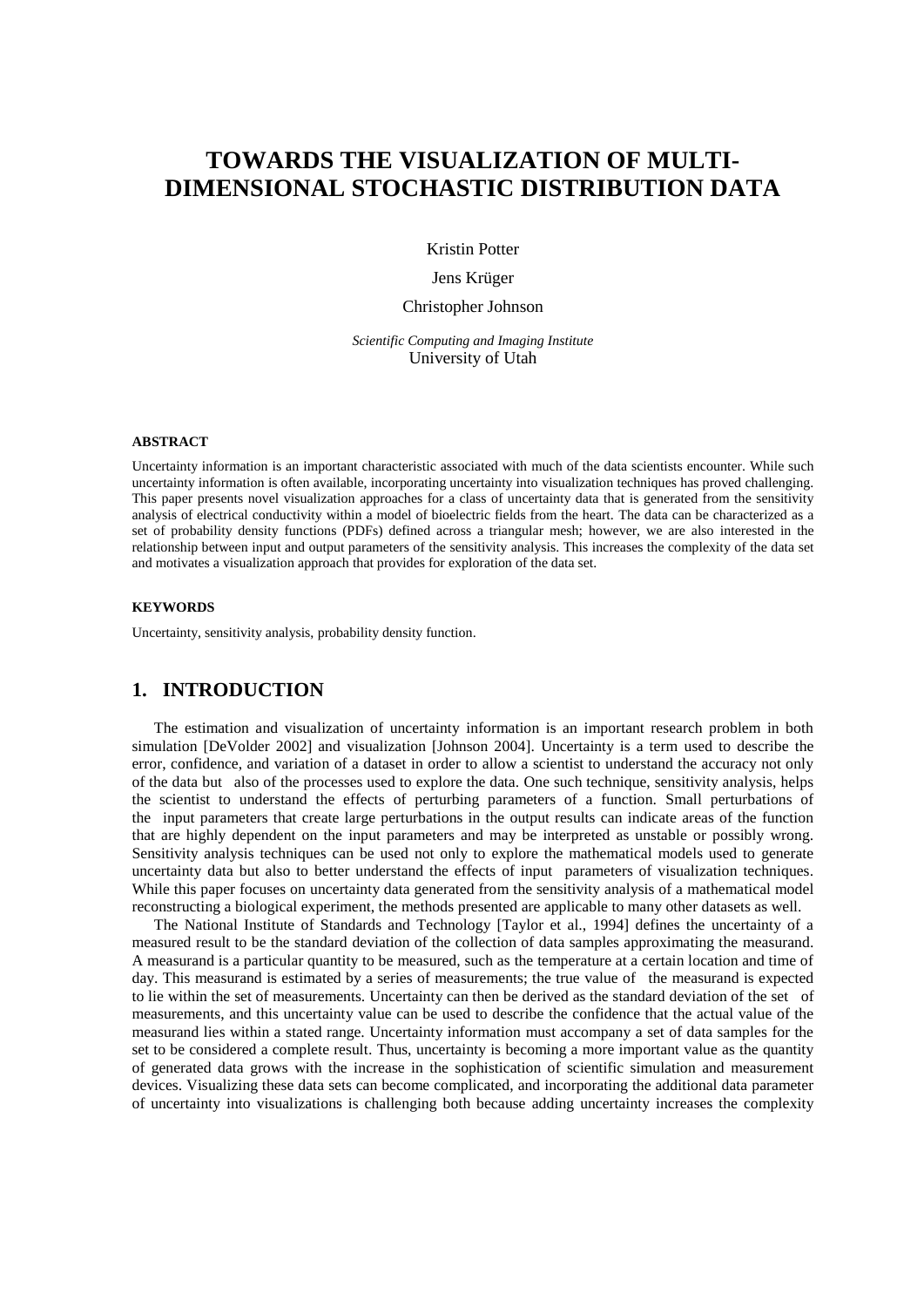# TOWARDS THE VISUALIZATION OF MULTI-DIMENSIONAL STOCHASTIC DISTRIBUTION DATA

Kristin Potter

Jens Krüger

Christopher Johnson

*Scientific Computing and Imaging Institute*
University of Utah

#### ABSTRACT

Uncertainty information is an important characteristic associated with much of the data scientists encounter. While such uncertainty information is often available, incorporating uncertainty into visualization techniques has proved challenging. This paper presents novel visualization approaches for a class of uncertainty data that is generated from the sensitivity analysis of electrical conductivity within a model of bioelectric fields from the heart. The data can be characterized as a set of probability density functions (PDFs) defined across a triangular mesh; however, we are also interested in the relationship between input and output parameters of the sensitivity analysis. This increases the complexity of the data set and motivates a visualization approach that provides for exploration of the data set.

#### KEYWORDS

Uncertainty, sensitivity analysis, probability density function.

## 1. INTRODUCTION

The estimation and visualization of uncertainty information is an important research problem in both simulation [DeVolder 2002] and visualization [Johnson 2004]. Uncertainty is a term used to describe the error, confidence, and variation of a dataset in order to allow a scientist to understand the accuracy not only of the data but also of the processes used to explore the data. One such technique, sensitivity analysis, helps the scientist to understand the effects of perturbing parameters of a function. Small perturbations of the input parameters that create large perturbations in the output results can indicate areas of the function that are highly dependent on the input parameters and may be interpreted as unstable or possibly wrong. Sensitivity analysis techniques can be used not only to explore the mathematical models used to generate uncertainty data but also to better understand the effects of input parameters of visualization techniques. While this paper focuses on uncertainty data generated from the sensitivity analysis of a mathematical model reconstructing a biological experiment, the methods presented are applicable to many other datasets as well.

The National Institute of Standards and Technology [Taylor et al., 1994] defines the uncertainty of a measured result to be the standard deviation of the collection of data samples approximating the measurand. A measurand is a particular quantity to be measured, such as the temperature at a certain location and time of day. This measurand is estimated by a series of measurements; the true value of the measurand is expected to lie within the set of measurements. Uncertainty can then be derived as the standard deviation of the set of measurements, and this uncertainty value can be used to describe the confidence that the actual value of the measurand lies within a stated range. Uncertainty information must accompany a set of data samples for the set to be considered a complete result. Thus, uncertainty is becoming a more important value as the quantity of generated data grows with the increase in the sophistication of scientific simulation and measurement devices. Visualizing these data sets can become complicated, and incorporating the additional data parameter of uncertainty into visualizations is challenging both because adding uncertainty increases the complexity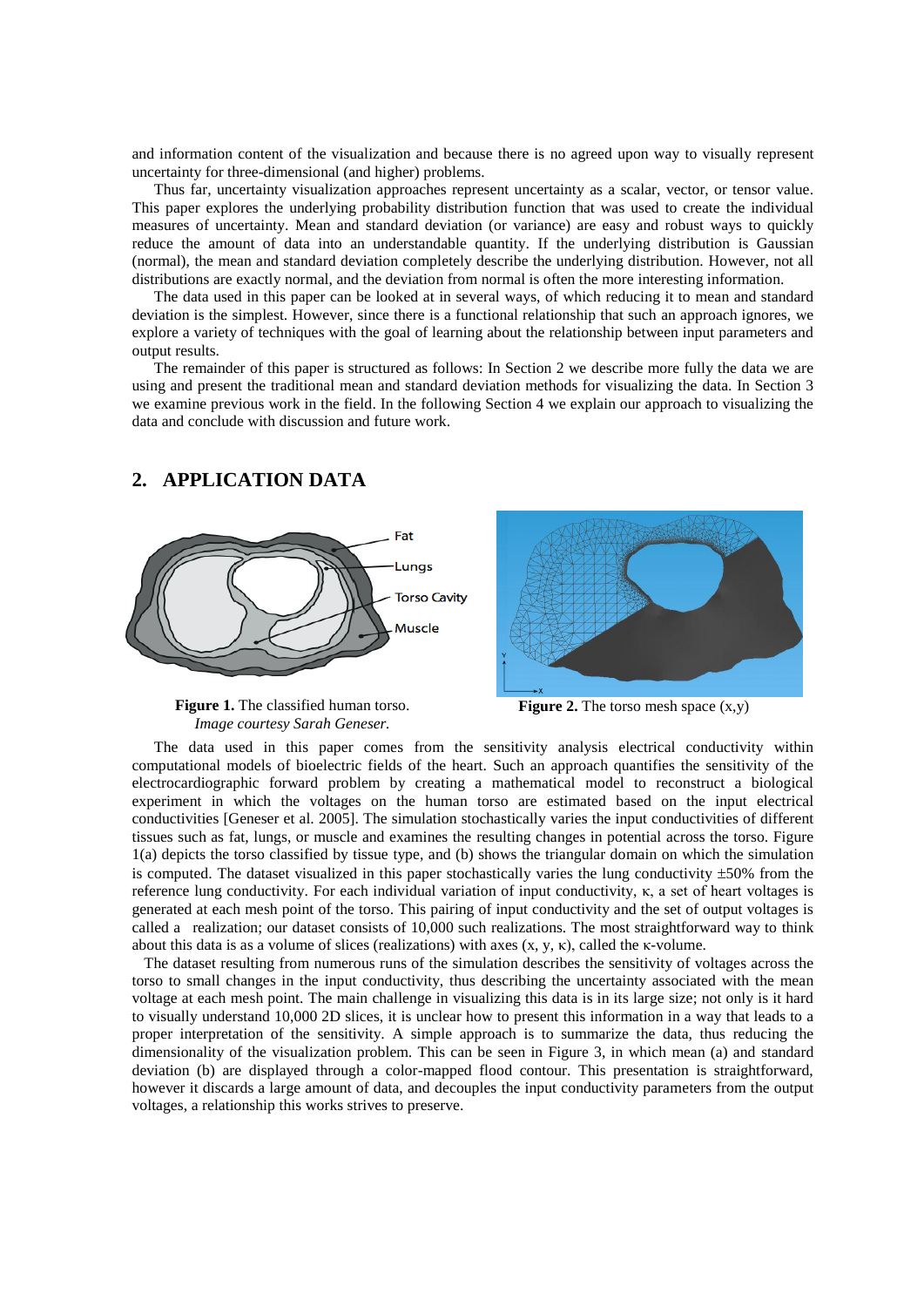and information content of the visualization and because there is no agreed upon way to visually represent uncertainty for three-dimensional (and higher) problems.

Thus far, uncertainty visualization approaches represent uncertainty as a scalar, vector, or tensor value. This paper explores the underlying probability distribution function that was used to create the individual measures of uncertainty. Mean and standard deviation (or variance) are easy and robust ways to quickly reduce the amount of data into an understandable quantity. If the underlying distribution is Gaussian (normal), the mean and standard deviation completely describe the underlying distribution. However, not all distributions are exactly normal, and the deviation from normal is often the more interesting information.

The data used in this paper can be looked at in several ways, of which reducing it to mean and standard deviation is the simplest. However, since there is a functional relationship that such an approach ignores, we explore a variety of techniques with the goal of learning about the relationship between input parameters and output results.

The remainder of this paper is structured as follows: In Section 2 we describe more fully the data we are using and present the traditional mean and standard deviation methods for visualizing the data. In Section 3 we examine previous work in the field. In the following Section 4 we explain our approach to visualizing the data and conclude with discussion and future work.

## 2. APPLICATION DATA

**Figure 1.** The classified human torso. *Image courtesy Sarah Geneser.*

**Figure 2.** The torso mesh space (x,y)

The data used in this paper comes from the sensitivity analysis electrical conductivity within computational models of bioelectric fields of the heart. Such an approach quantifies the sensitivity of the electrocardiographic forward problem by creating a mathematical model to reconstruct a biological experiment in which the voltages on the human torso are estimated based on the input electrical conductivities [Geneser et al. 2005]. The simulation stochastically varies the input conductivities of different tissues such as fat, lungs, or muscle and examines the resulting changes in potential across the torso. Figure 1(a) depicts the torso classified by tissue type, and (b) shows the triangular domain on which the simulation is computed. The dataset visualized in this paper stochastically varies the lung conductivity ±50% from the reference lung conductivity. For each individual variation of input conductivity, $\kappa$, a set of heart voltages is generated at each mesh point of the torso. This pairing of input conductivity and the set of output voltages is called a realization; our dataset consists of 10,000 such realizations. The most straightforward way to think about this data is as a volume of slices (realizations) with axes $(x, y, \kappa)$, called the $\kappa$-volume.

The dataset resulting from numerous runs of the simulation describes the sensitivity of voltages across the torso to small changes in the input conductivity, thus describing the uncertainty associated with the mean voltage at each mesh point. The main challenge in visualizing this data is in its large size; not only is it hard to visually understand 10,000 2D slices, it is unclear how to present this information in a way that leads to a proper interpretation of the sensitivity. A simple approach is to summarize the data, thus reducing the dimensionality of the visualization problem. This can be seen in Figure 3, in which mean (a) and standard deviation (b) are displayed through a color-mapped flood contour. This presentation is straightforward, however it discards a large amount of data, and decouples the input conductivity parameters from the output voltages, a relationship this works strives to preserve.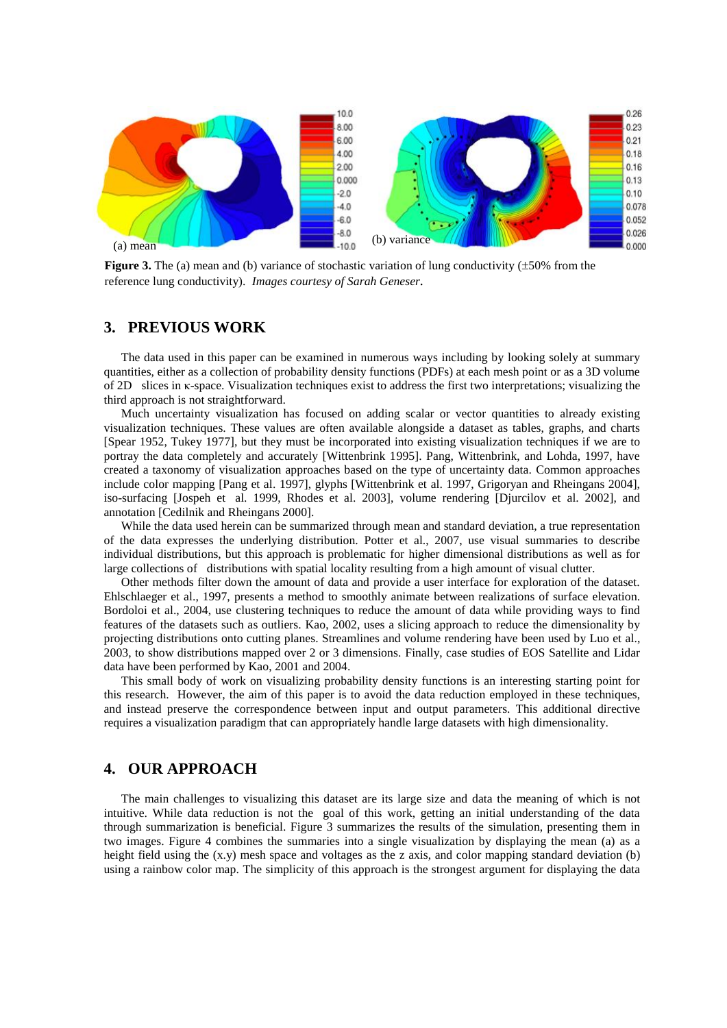**Figure 3.** The (a) mean and (b) variance of stochastic variation of lung conductivity (±50% from the reference lung conductivity). *Images courtesy of Sarah Geneser***.**

## 3. PREVIOUS WORK

The data used in this paper can be examined in numerous ways including by looking solely at summary quantities, either as a collection of probability density functions (PDFs) at each mesh point or as a 3D volume of 2D slices in κ-space. Visualization techniques exist to address the first two interpretations; visualizing the third approach is not straightforward.

Much uncertainty visualization has focused on adding scalar or vector quantities to already existing visualization techniques. These values are often available alongside a dataset as tables, graphs, and charts [Spear 1952, Tukey 1977], but they must be incorporated into existing visualization techniques if we are to portray the data completely and accurately [Wittenbrink 1995]. Pang, Wittenbrink, and Lohda, 1997, have created a taxonomy of visualization approaches based on the type of uncertainty data. Common approaches include color mapping [Pang et al. 1997], glyphs [Wittenbrink et al. 1997, Grigoryan and Rheingans 2004], iso-surfacing [Jospeh et al. 1999, Rhodes et al. 2003], volume rendering [Djurcilov et al. 2002], and annotation [Cedilnik and Rheingans 2000].

While the data used herein can be summarized through mean and standard deviation, a true representation of the data expresses the underlying distribution. Potter et al., 2007, use visual summaries to describe individual distributions, but this approach is problematic for higher dimensional distributions as well as for large collections of distributions with spatial locality resulting from a high amount of visual clutter.

Other methods filter down the amount of data and provide a user interface for exploration of the dataset. Ehlschlaeger et al., 1997, presents a method to smoothly animate between realizations of surface elevation. Bordoloi et al., 2004, use clustering techniques to reduce the amount of data while providing ways to find features of the datasets such as outliers. Kao, 2002, uses a slicing approach to reduce the dimensionality by projecting distributions onto cutting planes. Streamlines and volume rendering have been used by Luo et al., 2003, to show distributions mapped over 2 or 3 dimensions. Finally, case studies of EOS Satellite and Lidar data have been performed by Kao, 2001 and 2004.

This small body of work on visualizing probability density functions is an interesting starting point for this research. However, the aim of this paper is to avoid the data reduction employed in these techniques, and instead preserve the correspondence between input and output parameters. This additional directive requires a visualization paradigm that can appropriately handle large datasets with high dimensionality.

## 4. OUR APPROACH

The main challenges to visualizing this dataset are its large size and data the meaning of which is not intuitive. While data reduction is not the goal of this work, getting an initial understanding of the data through summarization is beneficial. Figure 3 summarizes the results of the simulation, presenting them in two images. Figure 4 combines the summaries into a single visualization by displaying the mean (a) as a height field using the (x.y) mesh space and voltages as the z axis, and color mapping standard deviation (b) using a rainbow color map. The simplicity of this approach is the strongest argument for displaying the data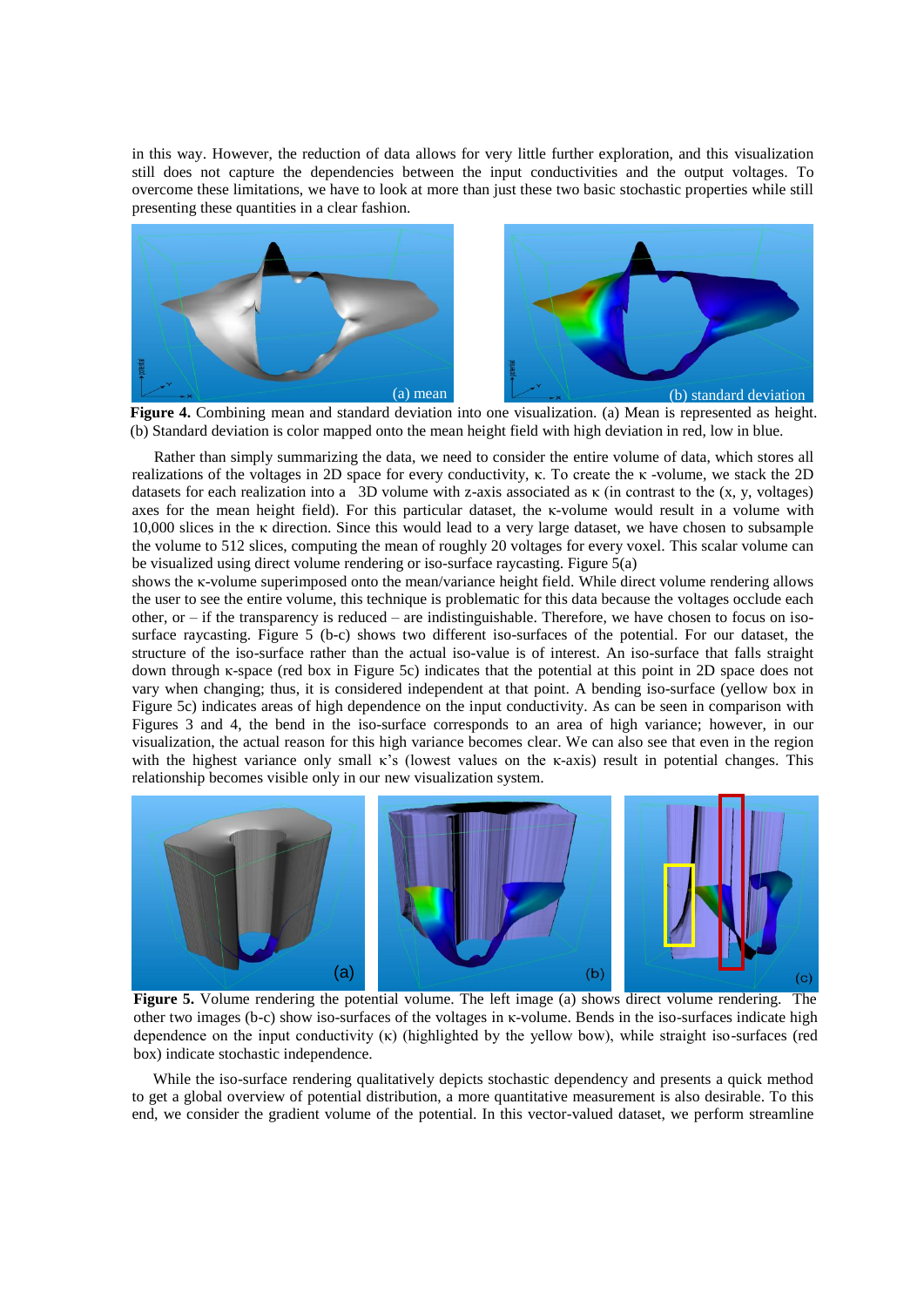in this way. However, the reduction of data allows for very little further exploration, and this visualization still does not capture the dependencies between the input conductivities and the output voltages. To overcome these limitations, we have to look at more than just these two basic stochastic properties while still presenting these quantities in a clear fashion.

**Figure 4.** Combining mean and standard deviation into one visualization. (a) Mean is represented as height. (b) Standard deviation is color mapped onto the mean height field with high deviation in red, low in blue.

Rather than simply summarizing the data, we need to consider the entire volume of data, which stores all realizations of the voltages in 2D space for every conductivity, κ. To create the κ -volume, we stack the 2D datasets for each realization into a 3D volume with z-axis associated as κ (in contrast to the (x, y, voltages) axes for the mean height field). For this particular dataset, the κ-volume would result in a volume with 10,000 slices in the κ direction. Since this would lead to a very large dataset, we have chosen to subsample the volume to 512 slices, computing the mean of roughly 20 voltages for every voxel. This scalar volume can be visualized using direct volume rendering or iso-surface raycasting. Figure 5(a) shows the κ-volume superimposed onto the mean/variance height field. While direct volume rendering allows the user to see the entire volume, this technique is problematic for this data because the voltages occlude each other, or – if the transparency is reduced – are indistinguishable. Therefore, we have chosen to focus on iso-surface raycasting. Figure 5 (b-c) shows two different iso-surfaces of the potential. For our dataset, the structure of the iso-surface rather than the actual iso-value is of interest. An iso-surface that falls straight down through κ-space (red box in Figure 5c) indicates that the potential at this point in 2D space does not vary when changing; thus, it is considered independent at that point. A bending iso-surface (yellow box in Figure 5c) indicates areas of high dependence on the input conductivity. As can be seen in comparison with Figures 3 and 4, the bend in the iso-surface corresponds to an area of high variance; however, in our visualization, the actual reason for this high variance becomes clear. We can also see that even in the region with the highest variance only small κ's (lowest values on the κ-axis) result in potential changes. This relationship becomes visible only in our new visualization system.

**Figure 5.** Volume rendering the potential volume. The left image (a) shows direct volume rendering. The other two images (b-c) show iso-surfaces of the voltages in κ-volume. Bends in the iso-surfaces indicate high dependence on the input conductivity (κ) (highlighted by the yellow bow), while straight iso-surfaces (red box) indicate stochastic independence.

While the iso-surface rendering qualitatively depicts stochastic dependency and presents a quick method to get a global overview of potential distribution, a more quantitative measurement is also desirable. To this end, we consider the gradient volume of the potential. In this vector-valued dataset, we perform streamline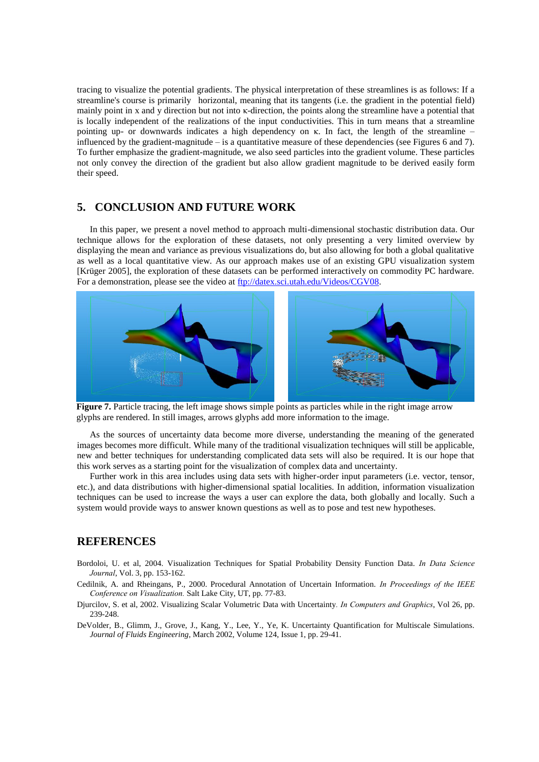tracing to visualize the potential gradients. The physical interpretation of these streamlines is as follows: If a streamline's course is primarily horizontal, meaning that its tangents (i.e. the gradient in the potential field) mainly point in x and y direction but not into κ-direction, the points along the streamline have a potential that is locally independent of the realizations of the input conductivities. This in turn means that a streamline pointing up- or downwards indicates a high dependency on κ. In fact, the length of the streamline – influenced by the gradient-magnitude – is a quantitative measure of these dependencies (see Figures 6 and 7). To further emphasize the gradient-magnitude, we also seed particles into the gradient volume. These particles not only convey the direction of the gradient but also allow gradient magnitude to be derived easily form their speed.

## 5. CONCLUSION AND FUTURE WORK

In this paper, we present a novel method to approach multi-dimensional stochastic distribution data. Our technique allows for the exploration of these datasets, not only presenting a very limited overview by displaying the mean and variance as previous visualizations do, but also allowing for both a global qualitative as well as a local quantitative view. As our approach makes use of an existing GPU visualization system [Krüger 2005], the exploration of these datasets can be performed interactively on commodity PC hardware. For a demonstration, please see the video at ftp://datex.sci.utah.edu/Videos/CGV08.

**Figure 7.** Particle tracing, the left image shows simple points as particles while in the right image arrow glyphs are rendered. In still images, arrows glyphs add more information to the image.

As the sources of uncertainty data become more diverse, understanding the meaning of the generated images becomes more difficult. While many of the traditional visualization techniques will still be applicable, new and better techniques for understanding complicated data sets will also be required. It is our hope that this work serves as a starting point for the visualization of complex data and uncertainty.

Further work in this area includes using data sets with higher-order input parameters (i.e. vector, tensor, etc.), and data distributions with higher-dimensional spatial localities. In addition, information visualization techniques can be used to increase the ways a user can explore the data, both globally and locally. Such a system would provide ways to answer known questions as well as to pose and test new hypotheses.

## REFERENCES

Bordoloi, U. et al, 2004. Visualization Techniques for Spatial Probability Density Function Data. *In Data Science Journal*, Vol. 3, pp. 153-162.

Cedilnik, A. and Rheingans, P., 2000. Procedural Annotation of Uncertain Information. *In Proceedings of the IEEE Conference on Visualization.* Salt Lake City, UT, pp. 77-83.

Djurcilov, S. et al, 2002. Visualizing Scalar Volumetric Data with Uncertainty. *In Computers and Graphics*, Vol 26, pp. 239-248.

DeVolder, B., Glimm, J., Grove, J., Kang, Y., Lee, Y., Ye, K. Uncertainty Quantification for Multiscale Simulations. *Journal of Fluids Engineering*, March 2002, Volume 124, Issue 1, pp. 29-41.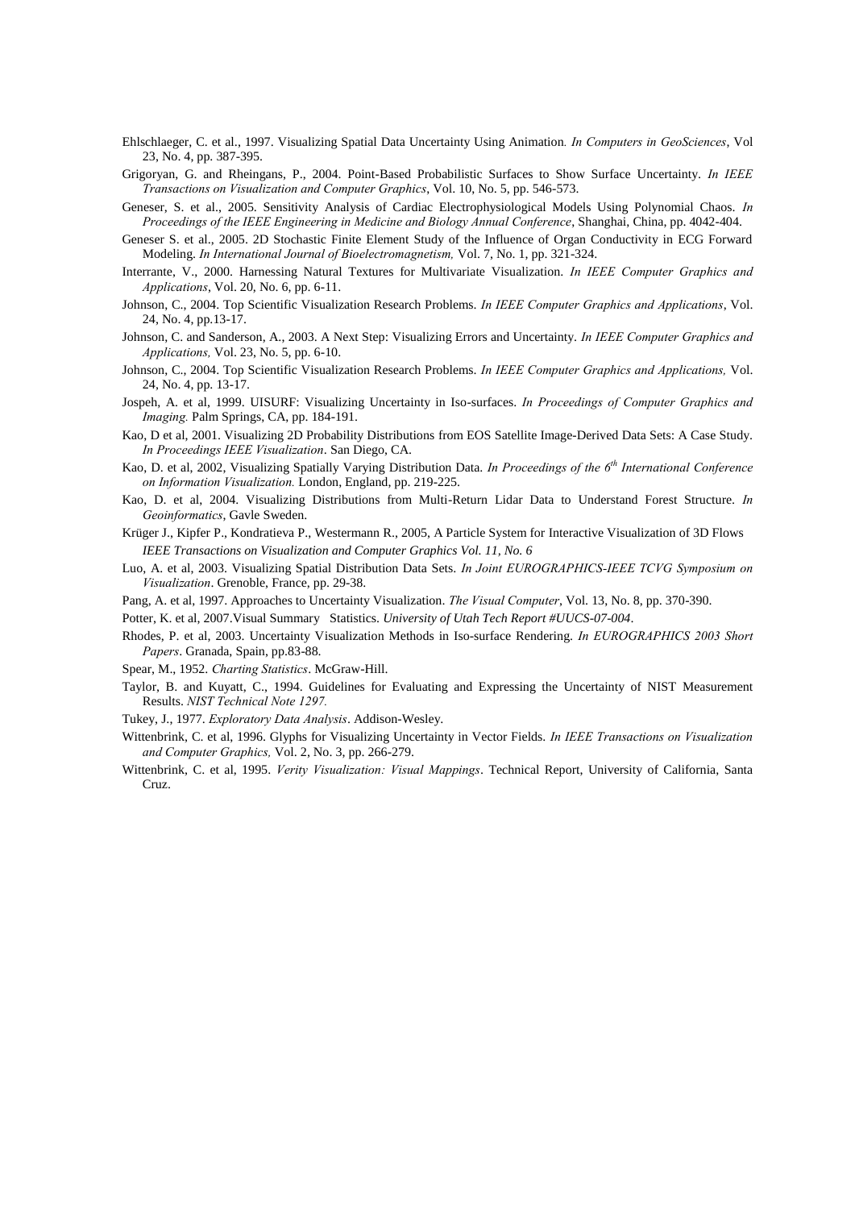Ehlschlaeger, C. et al., 1997. Visualizing Spatial Data Uncertainty Using Animation*. In Computers in GeoSciences*, Vol 23, No. 4, pp. 387-395.

Grigoryan, G. and Rheingans, P., 2004. Point-Based Probabilistic Surfaces to Show Surface Uncertainty. *In IEEE Transactions on Visualization and Computer Graphics*, Vol. 10, No. 5, pp. 546-573.

Geneser, S. et al., 2005. Sensitivity Analysis of Cardiac Electrophysiological Models Using Polynomial Chaos. *In Proceedings of the IEEE Engineering in Medicine and Biology Annual Conference*, Shanghai, China, pp. 4042-404.

Geneser S. et al., 2005. 2D Stochastic Finite Element Study of the Influence of Organ Conductivity in ECG Forward Modeling. *In International Journal of Bioelectromagnetism,* Vol. 7, No. 1, pp. 321-324.

Interrante, V., 2000. Harnessing Natural Textures for Multivariate Visualization. *In IEEE Computer Graphics and Applications*, Vol. 20, No. 6, pp. 6-11.

Johnson, C., 2004. Top Scientific Visualization Research Problems. *In IEEE Computer Graphics and Applications*, Vol. 24, No. 4, pp.13-17.

Johnson, C. and Sanderson, A., 2003. A Next Step: Visualizing Errors and Uncertainty. *In IEEE Computer Graphics and Applications,* Vol. 23, No. 5, pp. 6-10.

Johnson, C., 2004. Top Scientific Visualization Research Problems. *In IEEE Computer Graphics and Applications,* Vol. 24, No. 4, pp. 13-17.

Jospeh, A. et al, 1999. UISURF: Visualizing Uncertainty in Iso-surfaces. *In Proceedings of Computer Graphics and Imaging.* Palm Springs, CA, pp. 184-191.

Kao, D et al, 2001. Visualizing 2D Probability Distributions from EOS Satellite Image-Derived Data Sets: A Case Study. *In Proceedings IEEE Visualization*. San Diego, CA.

Kao, D. et al, 2002, Visualizing Spatially Varying Distribution Data. *In Proceedings of the 6th International Conference on Information Visualization.* London, England, pp. 219-225.

Kao, D. et al, 2004. Visualizing Distributions from Multi-Return Lidar Data to Understand Forest Structure. *In Geoinformatics*, Gavle Sweden.

Krüger J., Kipfer P., Kondratieva P., Westermann R., 2005, A Particle System for Interactive Visualization of 3D Flows *IEEE Transactions on Visualization and Computer Graphics Vol. 11, No. 6*

Luo, A. et al, 2003. Visualizing Spatial Distribution Data Sets. *In Joint EUROGRAPHICS-IEEE TCVG Symposium on Visualization*. Grenoble, France, pp. 29-38.

Pang, A. et al, 1997. Approaches to Uncertainty Visualization. *The Visual Computer*, Vol. 13, No. 8, pp. 370-390.

Potter, K. et al, 2007.Visual Summary Statistics. *University of Utah Tech Report #UUCS-07-004*.

Rhodes, P. et al, 2003. Uncertainty Visualization Methods in Iso-surface Rendering. *In EUROGRAPHICS 2003 Short Papers*. Granada, Spain, pp.83-88.

Spear, M., 1952. *Charting Statistics*. McGraw-Hill.

Taylor, B. and Kuyatt, C., 1994. Guidelines for Evaluating and Expressing the Uncertainty of NIST Measurement Results. *NIST Technical Note 1297.*

Tukey, J., 1977. *Exploratory Data Analysis*. Addison-Wesley.

Wittenbrink, C. et al, 1996. Glyphs for Visualizing Uncertainty in Vector Fields. *In IEEE Transactions on Visualization and Computer Graphics,* Vol. 2, No. 3, pp. 266-279.

Wittenbrink, C. et al, 1995. *Verity Visualization: Visual Mappings*. Technical Report, University of California, Santa Cruz.